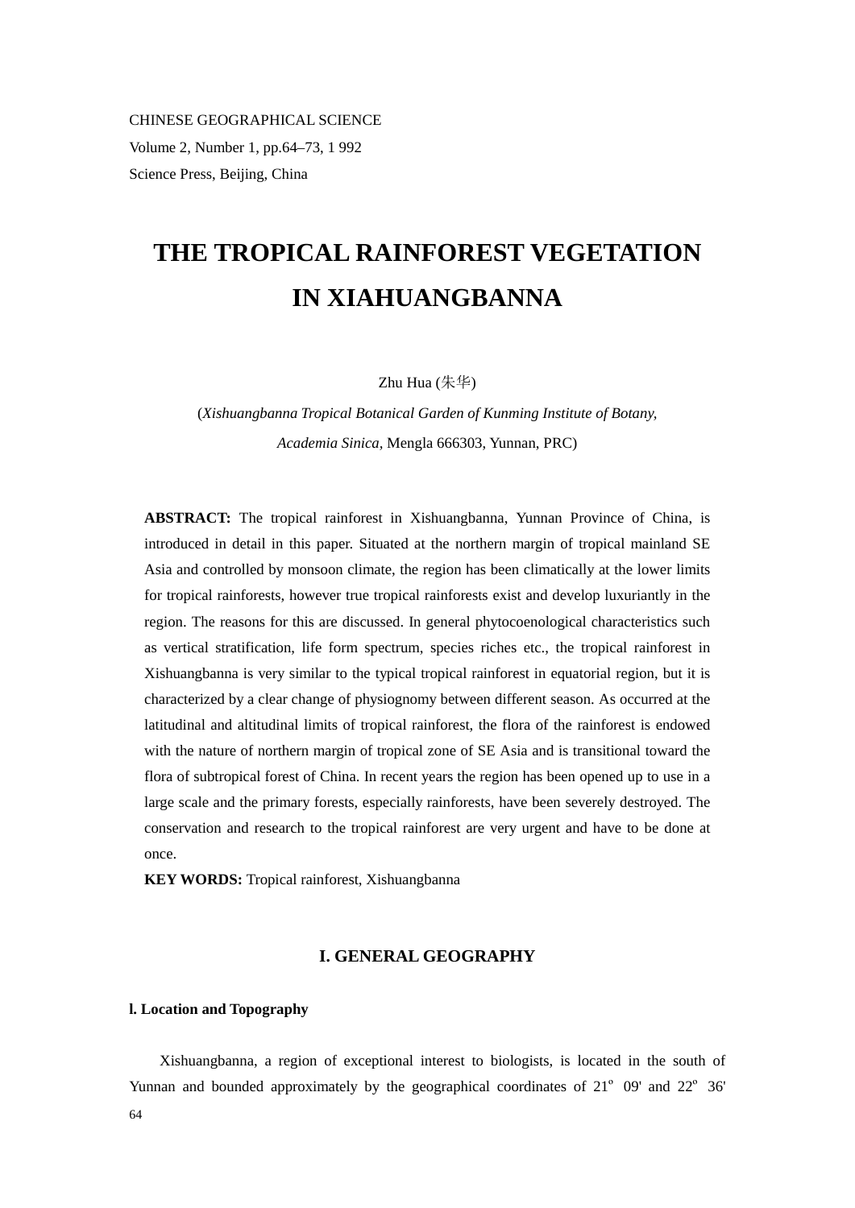CHINESE GEOGRAPHICAL SCIENCE

Volume 2, Number 1, pp.64–73, 1 992

Science Press, Beijing, China

# THE TROPICAL RAINFOREST VEGETATION IN XIAHUANGBANNA

Zhu Hua (朱华)

(*Xishuangbanna Tropical Botanical Garden of Kunming Institute of Botany, Academia Sinica,* Mengla 666303, Yunnan, PRC)

**ABSTRACT:** The tropical rainforest in Xishuangbanna, Yunnan Province of China, is introduced in detail in this paper. Situated at the northern margin of tropical mainland SE Asia and controlled by monsoon climate, the region has been climatically at the lower limits for tropical rainforests, however true tropical rainforests exist and develop luxuriantly in the region. The reasons for this are discussed. In general phytocoenological characteristics such as vertical stratification, life form spectrum, species riches etc., the tropical rainforest in Xishuangbanna is very similar to the typical tropical rainforest in equatorial region, but it is characterized by a clear change of physiognomy between different season. As occurred at the latitudinal and altitudinal limits of tropical rainforest, the flora of the rainforest is endowed with the nature of northern margin of tropical zone of SE Asia and is transitional toward the flora of subtropical forest of China. In recent years the region has been opened up to use in a large scale and the primary forests, especially rainforests, have been severely destroyed. The conservation and research to the tropical rainforest are very urgent and have to be done at once.

**KEY WORDS:** Tropical rainforest, Xishuangbanna

## I. GENERAL GEOGRAPHY

### l. Location and Topography

Xishuangbanna, a region of exceptional interest to biologists, is located in the south of Yunnan and bounded approximately by the geographical coordinates of 21º 09' and 22º 36'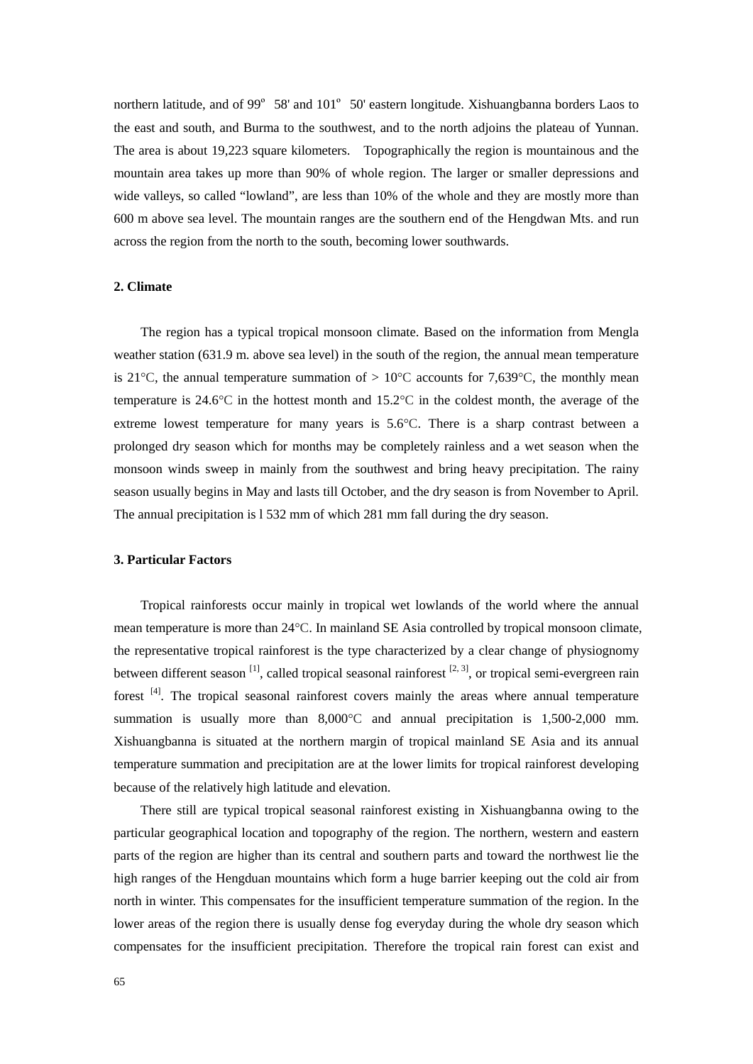northern latitude, and of 99° 58' and 101° 50' eastern longitude. Xishuangbanna borders Laos to the east and south, and Burma to the southwest, and to the north adjoins the plateau of Yunnan. The area is about 19,223 square kilometers. Topographically the region is mountainous and the mountain area takes up more than 90% of whole region. The larger or smaller depressions and wide valleys, so called "lowland", are less than 10% of the whole and they are mostly more than 600 m above sea level. The mountain ranges are the southern end of the Hengdwan Mts. and run across the region from the north to the south, becoming lower southwards.

## 2. Climate

The region has a typical tropical monsoon climate. Based on the information from Mengla weather station (631.9 m. above sea level) in the south of the region, the annual mean temperature is 21°C, the annual temperature summation of > 10°C accounts for 7,639°C, the monthly mean temperature is 24.6°C in the hottest month and 15.2°C in the coldest month, the average of the extreme lowest temperature for many years is 5.6°C. There is a sharp contrast between a prolonged dry season which for months may be completely rainless and a wet season when the monsoon winds sweep in mainly from the southwest and bring heavy precipitation. The rainy season usually begins in May and lasts till October, and the dry season is from November to April. The annual precipitation is l 532 mm of which 281 mm fall during the dry season.

## 3. Particular Factors

Tropical rainforests occur mainly in tropical wet lowlands of the world where the annual mean temperature is more than 24°C. In mainland SE Asia controlled by tropical monsoon climate, the representative tropical rainforest is the type characterized by a clear change of physiognomy between different season [1], called tropical seasonal rainforest [2, 3], or tropical semi-evergreen rain forest [4]. The tropical seasonal rainforest covers mainly the areas where annual temperature summation is usually more than 8,000°C and annual precipitation is 1,500-2,000 mm. Xishuangbanna is situated at the northern margin of tropical mainland SE Asia and its annual temperature summation and precipitation are at the lower limits for tropical rainforest developing because of the relatively high latitude and elevation.

There still are typical tropical seasonal rainforest existing in Xishuangbanna owing to the particular geographical location and topography of the region. The northern, western and eastern parts of the region are higher than its central and southern parts and toward the northwest lie the high ranges of the Hengduan mountains which form a huge barrier keeping out the cold air from north in winter. This compensates for the insufficient temperature summation of the region. In the lower areas of the region there is usually dense fog everyday during the whole dry season which compensates for the insufficient precipitation. Therefore the tropical rain forest can exist and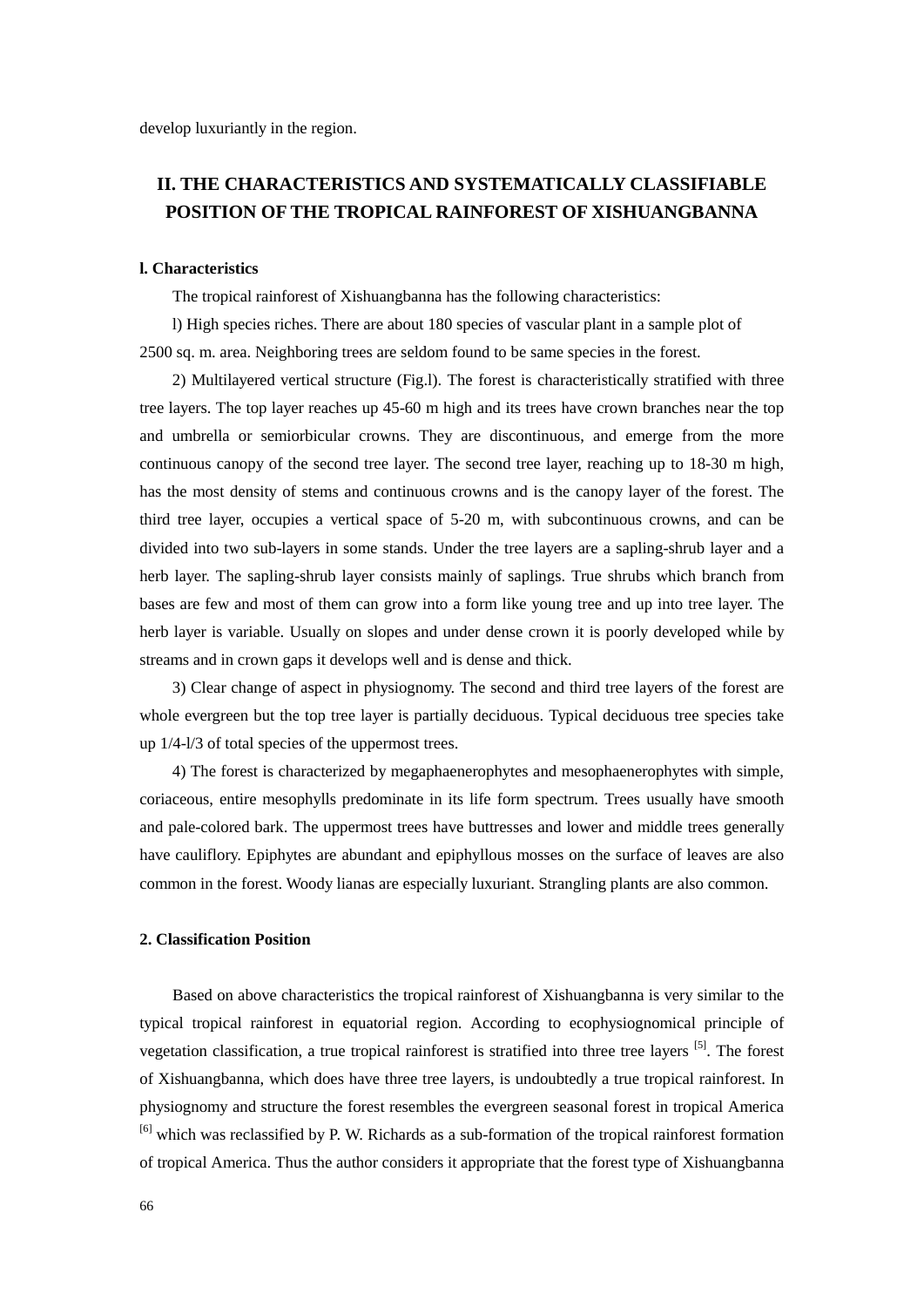develop luxuriantly in the region.

## II. THE CHARACTERISTICS AND SYSTEMATICALLY CLASSIFIABLE POSITION OF THE TROPICAL RAINFOREST OF XISHUANGBANNA

### l. Characteristics

The tropical rainforest of Xishuangbanna has the following characteristics:

l) High species riches. There are about 180 species of vascular plant in a sample plot of 2500 sq. m. area. Neighboring trees are seldom found to be same species in the forest.

2) Multilayered vertical structure (Fig.l). The forest is characteristically stratified with three tree layers. The top layer reaches up 45-60 m high and its trees have crown branches near the top and umbrella or semiorbicular crowns. They are discontinuous, and emerge from the more continuous canopy of the second tree layer. The second tree layer, reaching up to 18-30 m high, has the most density of stems and continuous crowns and is the canopy layer of the forest. The third tree layer, occupies a vertical space of 5-20 m, with subcontinuous crowns, and can be divided into two sub-layers in some stands. Under the tree layers are a sapling-shrub layer and a herb layer. The sapling-shrub layer consists mainly of saplings. True shrubs which branch from bases are few and most of them can grow into a form like young tree and up into tree layer. The herb layer is variable. Usually on slopes and under dense crown it is poorly developed while by streams and in crown gaps it develops well and is dense and thick.

3) Clear change of aspect in physiognomy. The second and third tree layers of the forest are whole evergreen but the top tree layer is partially deciduous. Typical deciduous tree species take up 1/4-l/3 of total species of the uppermost trees.

4) The forest is characterized by megaphaenerophytes and mesophaenerophytes with simple, coriaceous, entire mesophylls predominate in its life form spectrum. Trees usually have smooth and pale-colored bark. The uppermost trees have buttresses and lower and middle trees generally have cauliflory. Epiphytes are abundant and epiphyllous mosses on the surface of leaves are also common in the forest. Woody lianas are especially luxuriant. Strangling plants are also common.

### 2. Classification Position

Based on above characteristics the tropical rainforest of Xishuangbanna is very similar to the typical tropical rainforest in equatorial region. According to ecophysiognomical principle of vegetation classification, a true tropical rainforest is stratified into three tree layers [5]. The forest of Xishuangbanna, which does have three tree layers, is undoubtedly a true tropical rainforest. In physiognomy and structure the forest resembles the evergreen seasonal forest in tropical America [6] which was reclassified by P. W. Richards as a sub-formation of the tropical rainforest formation of tropical America. Thus the author considers it appropriate that the forest type of Xishuangbanna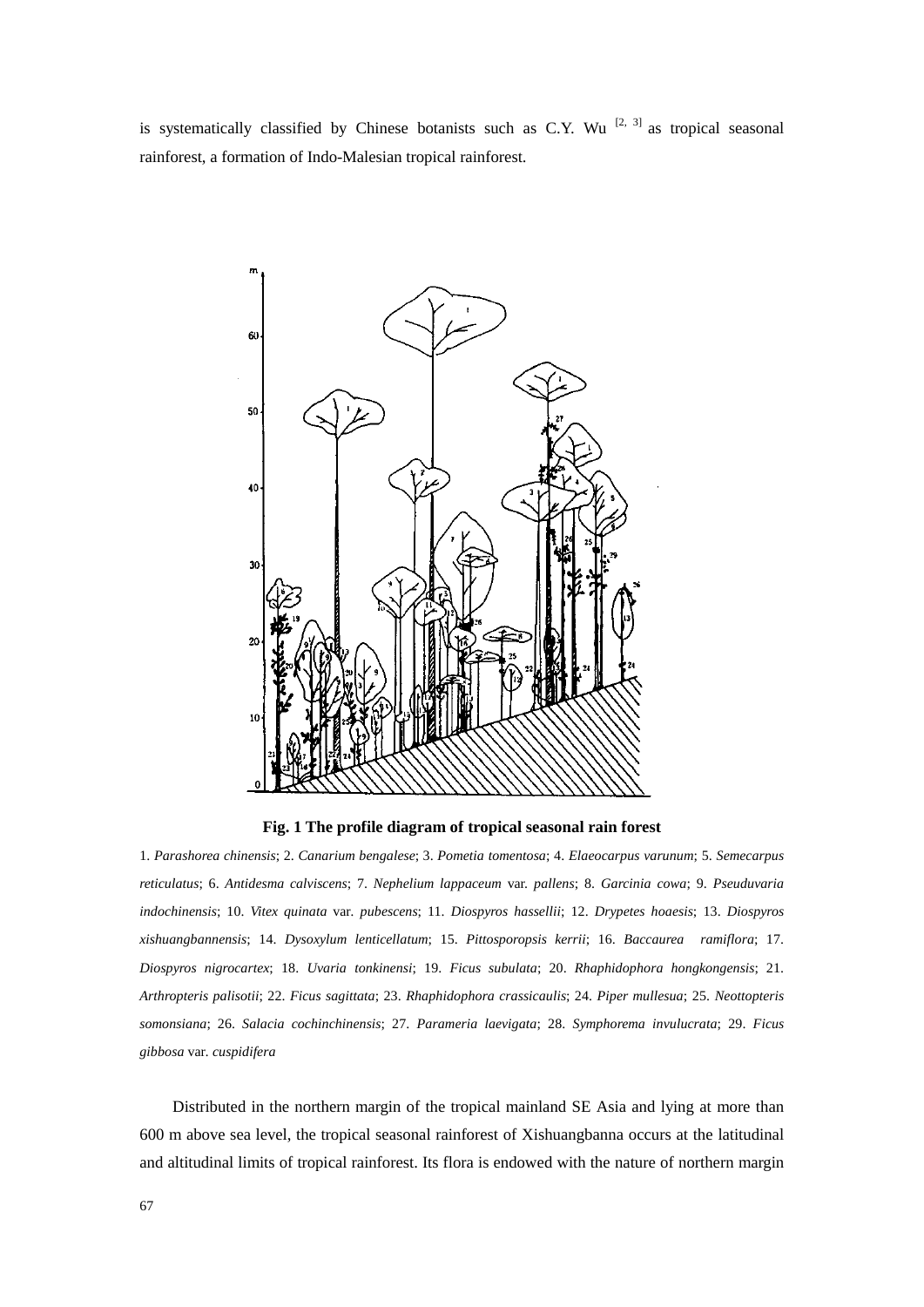is systematically classified by Chinese botanists such as C.Y. Wu [2, 3] as tropical seasonal rainforest, a formation of Indo-Malesian tropical rainforest.

**Fig. 1 The profile diagram of tropical seasonal rain forest**

1. *Parashorea chinensis*; 2. *Canarium bengalese*; 3. *Pometia tomentosa*; 4. *Elaeocarpus varunum*; 5. *Semecarpus reticulatus*; 6. *Antidesma calviscens*; 7. *Nephelium lappaceum* var. *pallens*; 8. *Garcinia cowa*; 9. *Pseuduvaria indochinensis*; 10. *Vitex quinata* var. *pubescens*; 11. *Diospyros hassellii*; 12. *Drypetes hoaesis*; 13. *Diospyros xishuangbannensis*; 14. *Dysoxylum lenticellatum*; 15. *Pittosporopsis kerrii*; 16. *Baccaurea ramiflora*; 17. *Diospyros nigrocartex*; 18. *Uvaria tonkinensi*; 19. *Ficus subulata*; 20. *Rhaphidophora hongkongensis*; 21. *Arthropteris palisotii*; 22. *Ficus sagittata*; 23. *Rhaphidophora crassicaulis*; 24. *Piper mullesua*; 25. *Neottopteris somonsiana*; 26. *Salacia cochinchinensis*; 27. *Parameria laevigata*; 28. *Symphorema invulucrata*; 29. *Ficus gibbosa* var. *cuspidifera*

Distributed in the northern margin of the tropical mainland SE Asia and lying at more than 600 m above sea level, the tropical seasonal rainforest of Xishuangbanna occurs at the latitudinal and altitudinal limits of tropical rainforest. Its flora is endowed with the nature of northern margin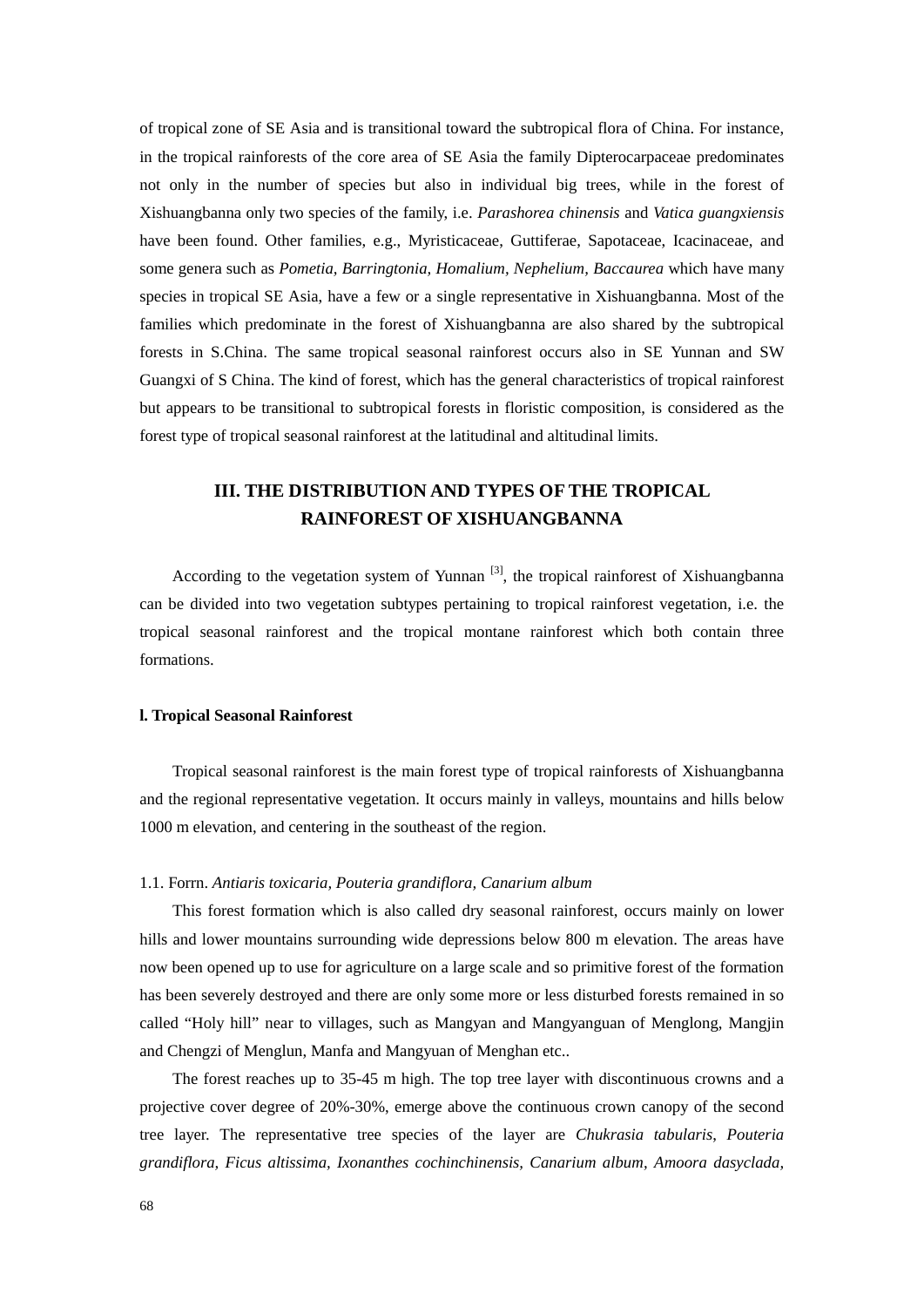of tropical zone of SE Asia and is transitional toward the subtropical flora of China. For instance, in the tropical rainforests of the core area of SE Asia the family Dipterocarpaceae predominates not only in the number of species but also in individual big trees, while in the forest of Xishuangbanna only two species of the family, i.e. *Parashorea chinensis* and *Vatica guangxiensis* have been found. Other families, e.g., Myristicaceae, Guttiferae, Sapotaceae, Icacinaceae, and some genera such as *Pometia, Barringtonia, Homalium, Nephelium, Baccaurea* which have many species in tropical SE Asia, have a few or a single representative in Xishuangbanna. Most of the families which predominate in the forest of Xishuangbanna are also shared by the subtropical forests in S.China. The same tropical seasonal rainforest occurs also in SE Yunnan and SW Guangxi of S China. The kind of forest, which has the general characteristics of tropical rainforest but appears to be transitional to subtropical forests in floristic composition, is considered as the forest type of tropical seasonal rainforest at the latitudinal and altitudinal limits.

## III. THE DISTRIBUTION AND TYPES OF THE TROPICAL RAINFOREST OF XISHUANGBANNA

According to the vegetation system of Yunnan [3], the tropical rainforest of Xishuangbanna can be divided into two vegetation subtypes pertaining to tropical rainforest vegetation, i.e. the tropical seasonal rainforest and the tropical montane rainforest which both contain three formations.

### l. Tropical Seasonal Rainforest

Tropical seasonal rainforest is the main forest type of tropical rainforests of Xishuangbanna and the regional representative vegetation. It occurs mainly in valleys, mountains and hills below 1000 m elevation, and centering in the southeast of the region.

1.1. Forrn. *Antiaris toxicaria, Pouteria grandiflora, Canarium album*

This forest formation which is also called dry seasonal rainforest, occurs mainly on lower hills and lower mountains surrounding wide depressions below 800 m elevation. The areas have now been opened up to use for agriculture on a large scale and so primitive forest of the formation has been severely destroyed and there are only some more or less disturbed forests remained in so called "Holy hill" near to villages, such as Mangyan and Mangyanguan of Menglong, Mangjin and Chengzi of Menglun, Manfa and Mangyuan of Menghan etc..

The forest reaches up to 35-45 m high. The top tree layer with discontinuous crowns and a projective cover degree of 20%-30%, emerge above the continuous crown canopy of the second tree layer. The representative tree species of the layer are *Chukrasia tabularis*, *Pouteria grandiflora, Ficus altissima, Ixonanthes cochinchinensis, Canarium album, Amoora dasyclada,*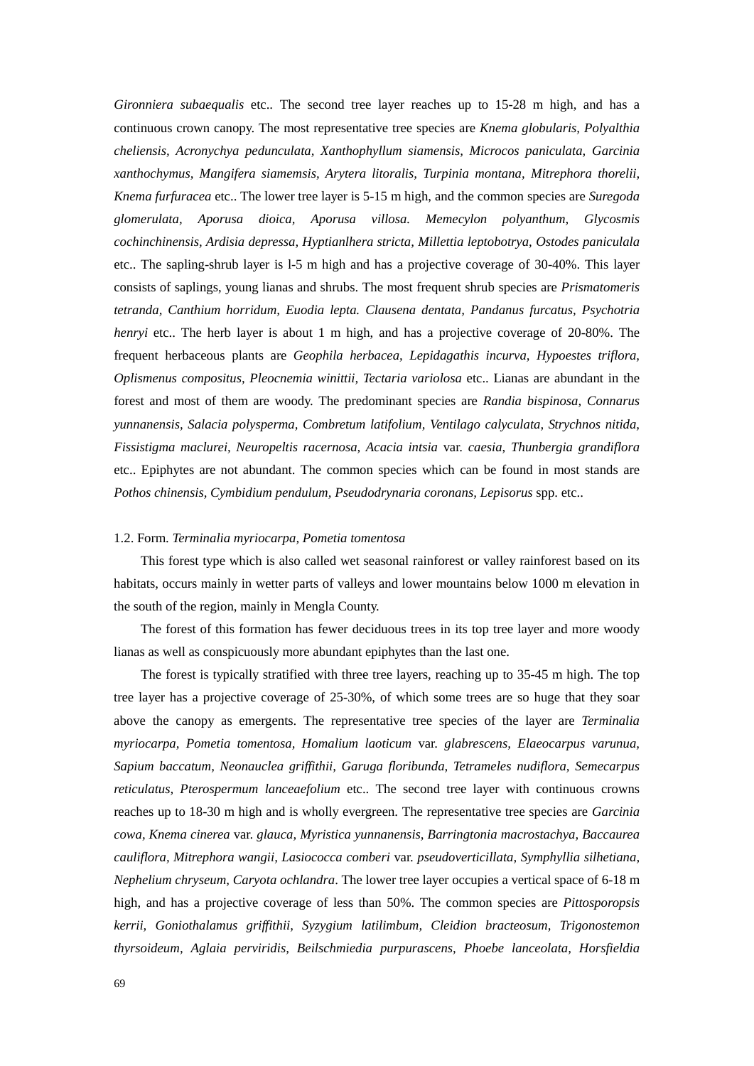*Gironniera subaequalis* etc.. The second tree layer reaches up to 15-28 m high, and has a continuous crown canopy. The most representative tree species are *Knema globularis, Polyalthia cheliensis, Acronychya pedunculata, Xanthophyllum siamensis, Microcos paniculata, Garcinia xanthochymus, Mangifera siamemsis, Arytera litoralis, Turpinia montana, Mitrephora thorelii, Knema furfuracea* etc.. The lower tree layer is 5-15 m high, and the common species are *Suregoda glomerulata, Aporusa dioica, Aporusa villosa. Memecylon polyanthum, Glycosmis cochinchinensis, Ardisia depressa, Hyptianlhera stricta, Millettia leptobotrya, Ostodes paniculala* etc.. The sapling-shrub layer is l-5 m high and has a projective coverage of 30-40%. This layer consists of saplings, young lianas and shrubs. The most frequent shrub species are *Prismatomeris tetranda, Canthium horridum, Euodia lepta. Clausena dentata, Pandanus furcatus, Psychotria henryi* etc.. The herb layer is about 1 m high, and has a projective coverage of 20-80%. The frequent herbaceous plants are *Geophila herbacea, Lepidagathis incurva, Hypoestes triflora, Oplismenus compositus, Pleocnemia winittii, Tectaria variolosa* etc.. Lianas are abundant in the forest and most of them are woody. The predominant species are *Randia bispinosa, Connarus yunnanensis, Salacia polysperma, Combretum latifolium, Ventilago calyculata, Strychnos nitida, Fissistigma maclurei, Neuropeltis racernosa, Acacia intsia* var. *caesia, Thunbergia grandiflora* etc.. Epiphytes are not abundant. The common species which can be found in most stands are *Pothos chinensis, Cymbidium pendulum, Pseudodrynaria coronans, Lepisorus* spp. etc..

1.2. Form. *Terminalia myriocarpa, Pometia tomentosa*

This forest type which is also called wet seasonal rainforest or valley rainforest based on its habitats, occurs mainly in wetter parts of valleys and lower mountains below 1000 m elevation in the south of the region, mainly in Mengla County.

The forest of this formation has fewer deciduous trees in its top tree layer and more woody lianas as well as conspicuously more abundant epiphytes than the last one.

The forest is typically stratified with three tree layers, reaching up to 35-45 m high. The top tree layer has a projective coverage of 25-30%, of which some trees are so huge that they soar above the canopy as emergents. The representative tree species of the layer are *Terminalia myriocarpa, Pometia tomentosa, Homalium laoticum* var. *glabrescens, Elaeocarpus varunua, Sapium baccatum, Neonauclea griffithii, Garuga floribunda, Tetrameles nudiflora, Semecarpus reticulatus, Pterospermum lanceaefolium* etc.. The second tree layer with continuous crowns reaches up to 18-30 m high and is wholly evergreen. The representative tree species are *Garcinia cowa, Knema cinerea* var. *glauca, Myristica yunnanensis, Barringtonia macrostachya, Baccaurea cauliflora, Mitrephora wangii, Lasiococca comberi* var. *pseudoverticillata, Symphyllia silhetiana, Nephelium chryseum, Caryota ochlandra*. The lower tree layer occupies a vertical space of 6-18 m high, and has a projective coverage of less than 50%. The common species are *Pittosporopsis kerrii, Goniothalamus griffithii, Syzygium latilimbum, Cleidion bracteosum, Trigonostemon thyrsoideum, Aglaia perviridis, Beilschmiedia purpurascens, Phoebe lanceolata, Horsfieldia*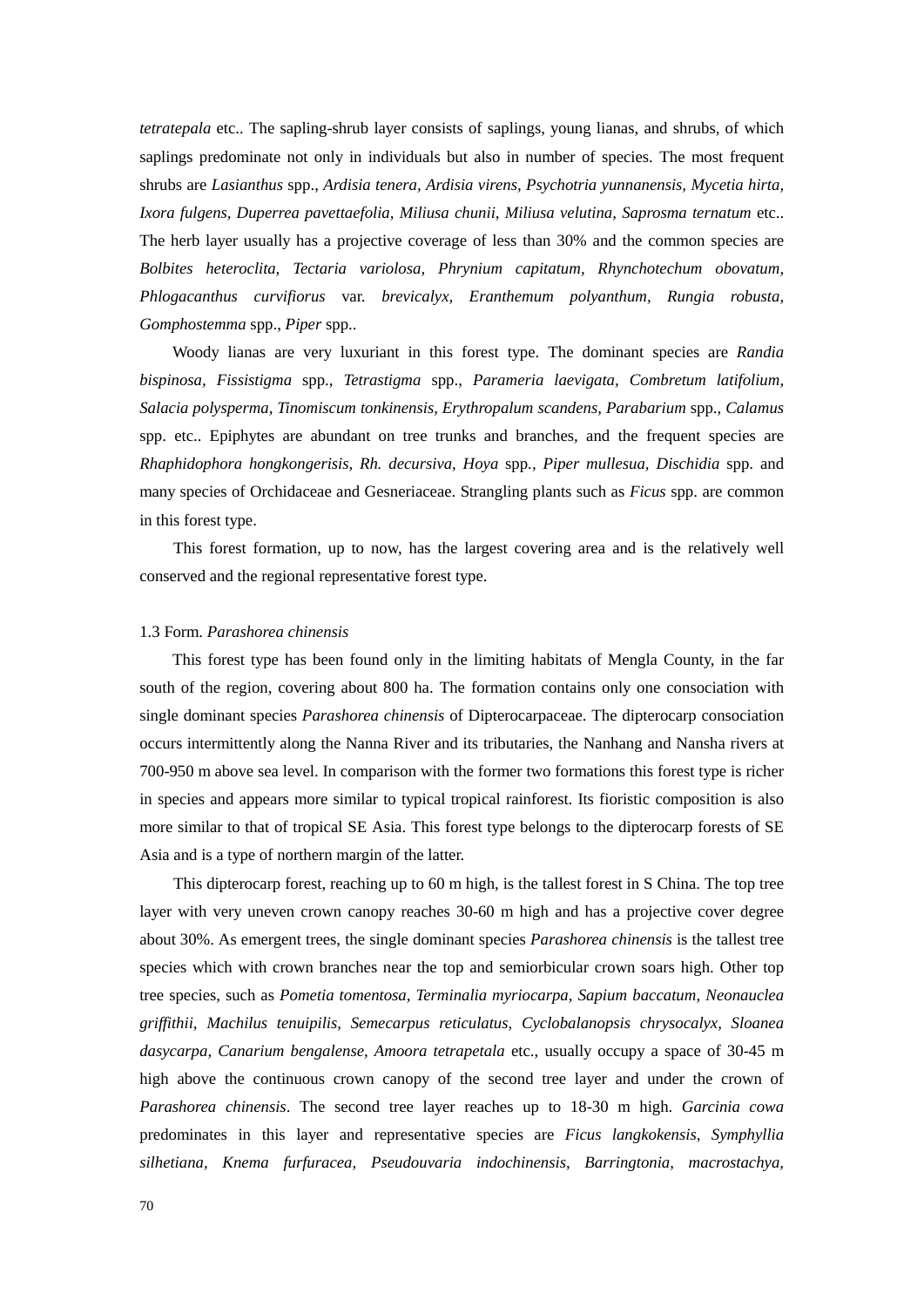*tetratepala* etc.. The sapling-shrub layer consists of saplings, young lianas, and shrubs, of which saplings predominate not only in individuals but also in number of species. The most frequent shrubs are *Lasianthus* spp., *Ardisia tenera, Ardisia virens, Psychotria yunnanensis, Mycetia hirta, Ixora fulgens, Duperrea pavettaefolia, Miliusa chunii, Miliusa velutina, Saprosma ternatum* etc.. The herb layer usually has a projective coverage of less than 30% and the common species are *Bolbites heteroclita, Tectaria variolosa, Phrynium capitatum, Rhynchotechum obovatum, Phlogacanthus curvifiorus* var. *brevicalyx, Eranthemum polyanthum, Rungia robusta, Gomphostemma* spp., *Piper* spp..

Woody lianas are very luxuriant in this forest type. The dominant species are *Randia bispinosa, Fissistigma* spp., *Tetrastigma* spp., *Parameria laevigata, Combretum latifolium, Salacia polysperma, Tinomiscum tonkinensis, Erythropalum scandens, Parabarium* spp., *Calamus* spp. etc.. Epiphytes are abundant on tree trunks and branches, and the frequent species are *Rhaphidophora hongkongerisis, Rh. decursiva, Hoya* spp*., Piper mullesua, Dischidia* spp. and many species of Orchidaceae and Gesneriaceae. Strangling plants such as *Ficus* spp. are common in this forest type.

This forest formation, up to now, has the largest covering area and is the relatively well conserved and the regional representative forest type.

1.3 Form. *Parashorea chinensis*

This forest type has been found only in the limiting habitats of Mengla County, in the far south of the region, covering about 800 ha. The formation contains only one consociation with single dominant species *Parashorea chinensis* of Dipterocarpaceae. The dipterocarp consociation occurs intermittently along the Nanna River and its tributaries, the Nanhang and Nansha rivers at 700-950 m above sea level. In comparison with the former two formations this forest type is richer in species and appears more similar to typical tropical rainforest. Its fioristic composition is also more similar to that of tropical SE Asia. This forest type belongs to the dipterocarp forests of SE Asia and is a type of northern margin of the latter.

This dipterocarp forest, reaching up to 60 m high, is the tallest forest in S China. The top tree layer with very uneven crown canopy reaches 30-60 m high and has a projective cover degree about 30%. As emergent trees, the single dominant species *Parashorea chinensis* is the tallest tree species which with crown branches near the top and semiorbicular crown soars high. Other top tree species, such as *Pometia tomentosa, Terminalia myriocarpa, Sapium baccatum, Neonauclea griffithii, Machilus tenuipilis, Semecarpus reticulatus, Cyclobalanopsis chrysocalyx, Sloanea dasycarpa, Canarium bengalense, Amoora tetrapetala* etc., usually occupy a space of 30-45 m high above the continuous crown canopy of the second tree layer and under the crown of *Parashorea chinensis*. The second tree layer reaches up to 18-30 m high. *Garcinia cowa* predominates in this layer and representative species are *Ficus langkokensis, Symphyllia silhetiana, Knema furfuracea, Pseudouvaria indochinensis, Barringtonia, macrostachya,*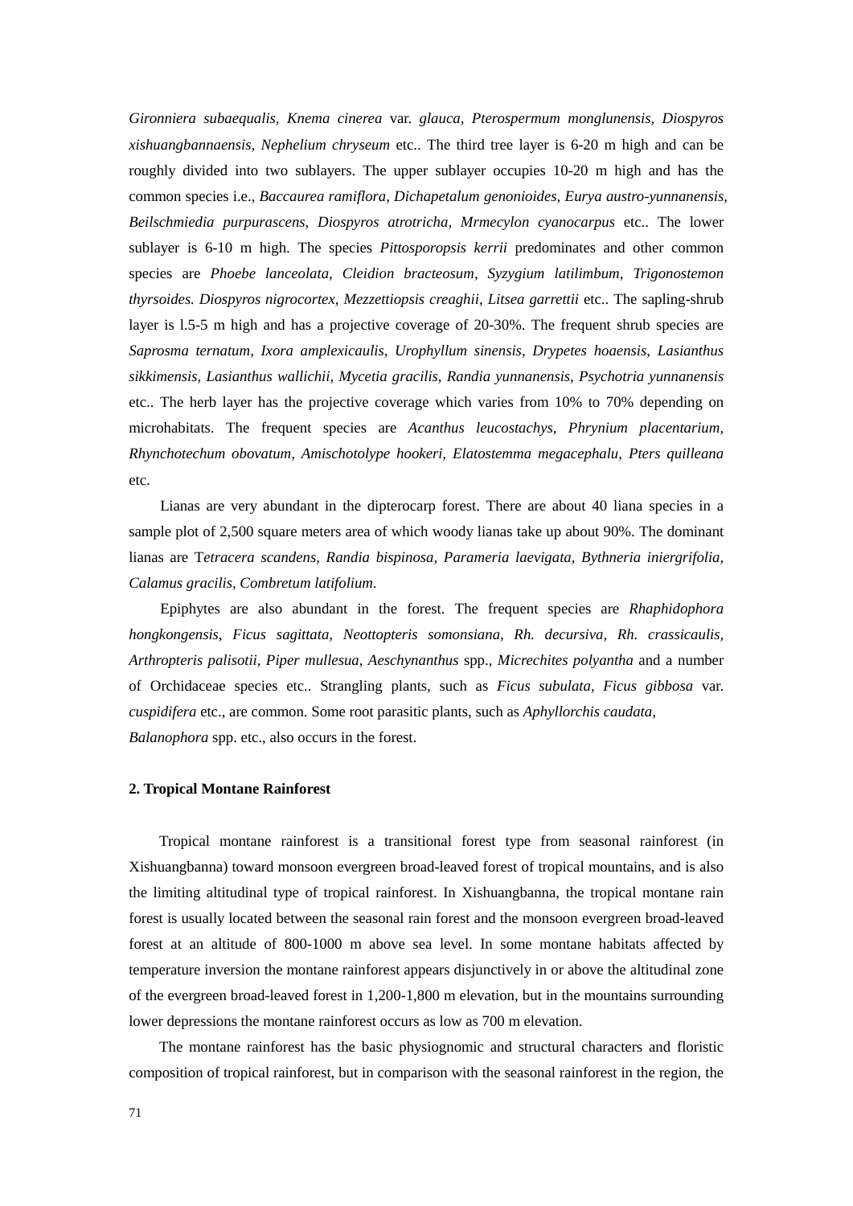*Gironniera subaequalis, Knema cinerea* var. *glauca, Pterospermum monglunensis, Diospyros xishuangbannaensis, Nephelium chryseum* etc.. The third tree layer is 6-20 m high and can be roughly divided into two sublayers. The upper sublayer occupies 10-20 m high and has the common species i.e., *Baccaurea ramiflora, Dichapetalum genonioides, Eurya austro-yunnanensis, Beilschmiedia purpurascens, Diospyros atrotricha, Mrmecylon cyanocarpus* etc.. The lower sublayer is 6-10 m high. The species *Pittosporopsis kerrii* predominates and other common species are *Phoebe lanceolata, Cleidion bracteosum, Syzygium latilimbum, Trigonostemon thyrsoides. Diospyros nigrocortex, Mezzettiopsis creaghii, Litsea garrettii* etc.. The sapling-shrub layer is l.5-5 m high and has a projective coverage of 20-30%. The frequent shrub species are *Saprosma ternatum, Ixora amplexicaulis, Urophyllum sinensis, Drypetes hoaensis, Lasianthus sikkimensis, Lasianthus wallichii, Mycetia gracilis, Randia yunnanensis, Psychotria yunnanensis* etc.. The herb layer has the projective coverage which varies from 10% to 70% depending on microhabitats. The frequent species are *Acanthus leucostachys, Phrynium placentarium, Rhynchotechum obovatum, Amischotolype hookeri, Elatostemma megacephalu, Pters quilleana* etc.

Lianas are very abundant in the dipterocarp forest. There are about 40 liana species in a sample plot of 2,500 square meters area of which woody lianas take up about 90%. The dominant lianas are T*etracera scandens, Randia bispinosa, Parameria laevigata, Bythneria iniergrifolia, Calamus gracilis, Combretum latifolium.*

Epiphytes are also abundant in the forest. The frequent species are *Rhaphidophora hongkongensis, Ficus sagittata, Neottopteris somonsiana, Rh. decursiva, Rh. crassicaulis, Arthropteris palisotii, Piper mullesua, Aeschynanthus* spp., *Micrechites polyantha* and a number of Orchidaceae species etc.. Strangling plants, such as *Ficus subulata, Ficus gibbosa* var. *cuspidifera* etc., are common. Some root parasitic plants, such as *Aphyllorchis caudata, Balanophora* spp. etc., also occurs in the forest.

**2. Tropical Montane Rainforest**

Tropical montane rainforest is a transitional forest type from seasonal rainforest (in Xishuangbanna) toward monsoon evergreen broad-leaved forest of tropical mountains, and is also the limiting altitudinal type of tropical rainforest. In Xishuangbanna, the tropical montane rain forest is usually located between the seasonal rain forest and the monsoon evergreen broad-leaved forest at an altitude of 800-1000 m above sea level. In some montane habitats affected by temperature inversion the montane rainforest appears disjunctively in or above the altitudinal zone of the evergreen broad-leaved forest in 1,200-1,800 m elevation, but in the mountains surrounding lower depressions the montane rainforest occurs as low as 700 m elevation.

The montane rainforest has the basic physiognomic and structural characters and floristic composition of tropical rainforest, but in comparison with the seasonal rainforest in the region, the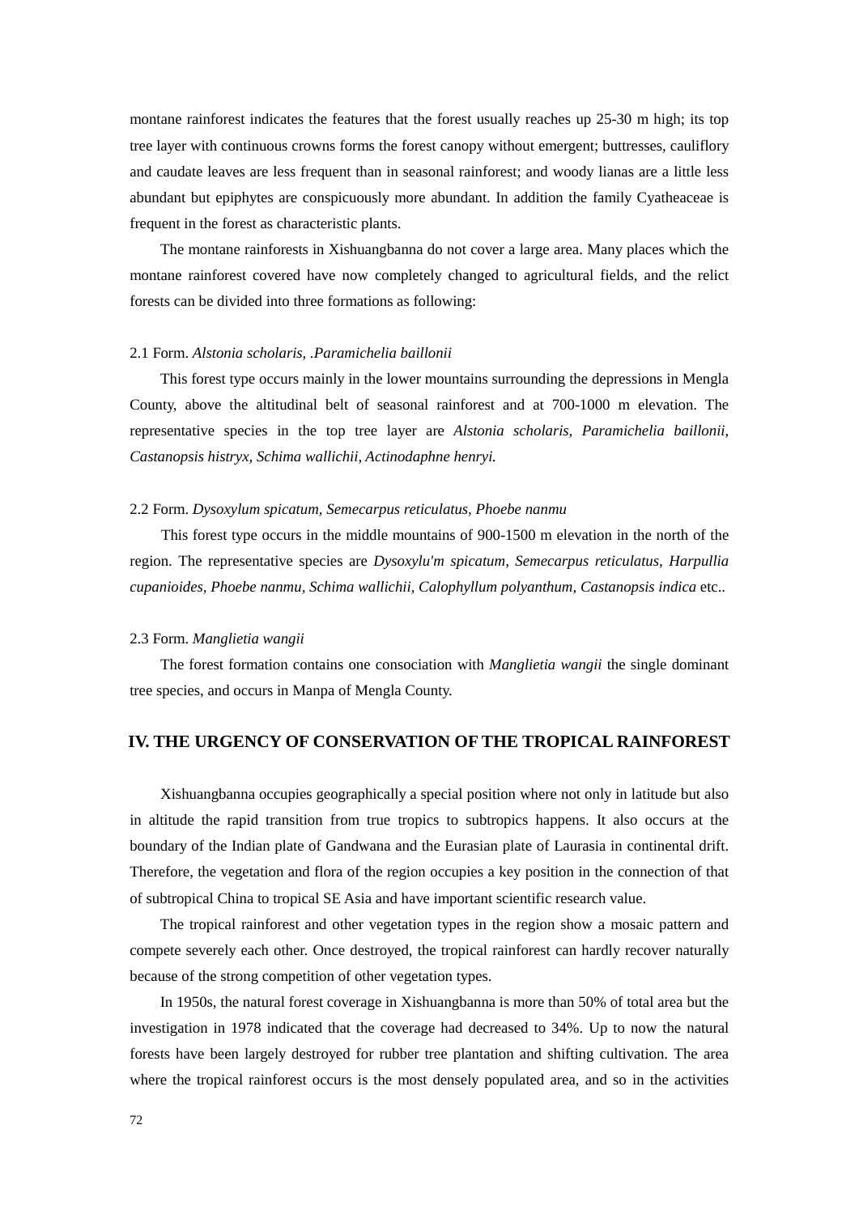montane rainforest indicates the features that the forest usually reaches up 25-30 m high; its top tree layer with continuous crowns forms the forest canopy without emergent; buttresses, cauliflory and caudate leaves are less frequent than in seasonal rainforest; and woody lianas are a little less abundant but epiphytes are conspicuously more abundant. In addition the family Cyatheaceae is frequent in the forest as characteristic plants.

The montane rainforests in Xishuangbanna do not cover a large area. Many places which the montane rainforest covered have now completely changed to agricultural fields, and the relict forests can be divided into three formations as following:

2.1 Form. *Alstonia scholaris, .Paramichelia baillonii*

This forest type occurs mainly in the lower mountains surrounding the depressions in Mengla County, above the altitudinal belt of seasonal rainforest and at 700-1000 m elevation. The representative species in the top tree layer are *Alstonia scholaris, Paramichelia baillonii, Castanopsis histryx, Schima wallichii, Actinodaphne henryi.*

2.2 Form. *Dysoxylum spicatum, Semecarpus reticulatus, Phoebe nanmu*

This forest type occurs in the middle mountains of 900-1500 m elevation in the north of the region. The representative species are *Dysoxylu'm spicatum, Semecarpus reticulatus, Harpullia cupanioides, Phoebe nanmu, Schima wallichii, Calophyllum polyanthum, Castanopsis indica* etc..

2.3 Form. *Manglietia wangii*

The forest formation contains one consociation with *Manglietia wangii* the single dominant tree species, and occurs in Manpa of Mengla County.

## IV. THE URGENCY OF CONSERVATION OF THE TROPICAL RAINFOREST

Xishuangbanna occupies geographically a special position where not only in latitude but also in altitude the rapid transition from true tropics to subtropics happens. It also occurs at the boundary of the Indian plate of Gandwana and the Eurasian plate of Laurasia in continental drift. Therefore, the vegetation and flora of the region occupies a key position in the connection of that of subtropical China to tropical SE Asia and have important scientific research value.

The tropical rainforest and other vegetation types in the region show a mosaic pattern and compete severely each other. Once destroyed, the tropical rainforest can hardly recover naturally because of the strong competition of other vegetation types.

In 1950s, the natural forest coverage in Xishuangbanna is more than 50% of total area but the investigation in 1978 indicated that the coverage had decreased to 34%. Up to now the natural forests have been largely destroyed for rubber tree plantation and shifting cultivation. The area where the tropical rainforest occurs is the most densely populated area, and so in the activities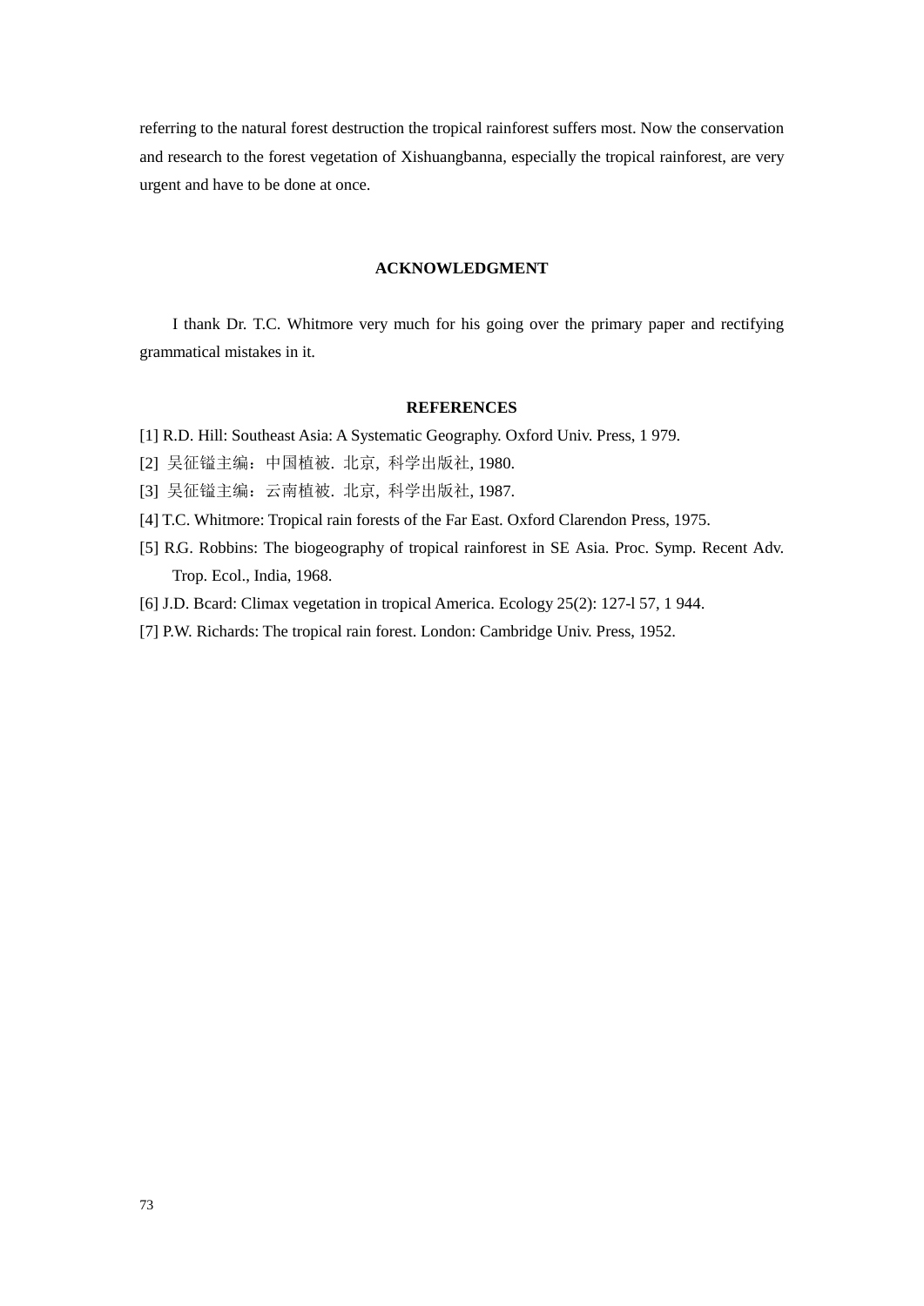referring to the natural forest destruction the tropical rainforest suffers most. Now the conservation and research to the forest vegetation of Xishuangbanna, especially the tropical rainforest, are very urgent and have to be done at once.

## ACKNOWLEDGMENT

I thank Dr. T.C. Whitmore very much for his going over the primary paper and rectifying grammatical mistakes in it.

## REFERENCES

[1] R.D. Hill: Southeast Asia: A Systematic Geography. Oxford Univ. Press, 1 979.

[2] 吴征镒主编：中国植被. 北京，科学出版社, 1980.

[3] 吴征镒主编：云南植被. 北京，科学出版社, 1987.

[4] T.C. Whitmore: Tropical rain forests of the Far East. Oxford Clarendon Press, 1975.

[5] R.G. Robbins: The biogeography of tropical rainforest in SE Asia. Proc. Symp. Recent Adv. Trop. Ecol., India, 1968.

[6] J.D. Bcard: Climax vegetation in tropical America. Ecology 25(2): 127-l 57, 1 944.

[7] P.W. Richards: The tropical rain forest. London: Cambridge Univ. Press, 1952.